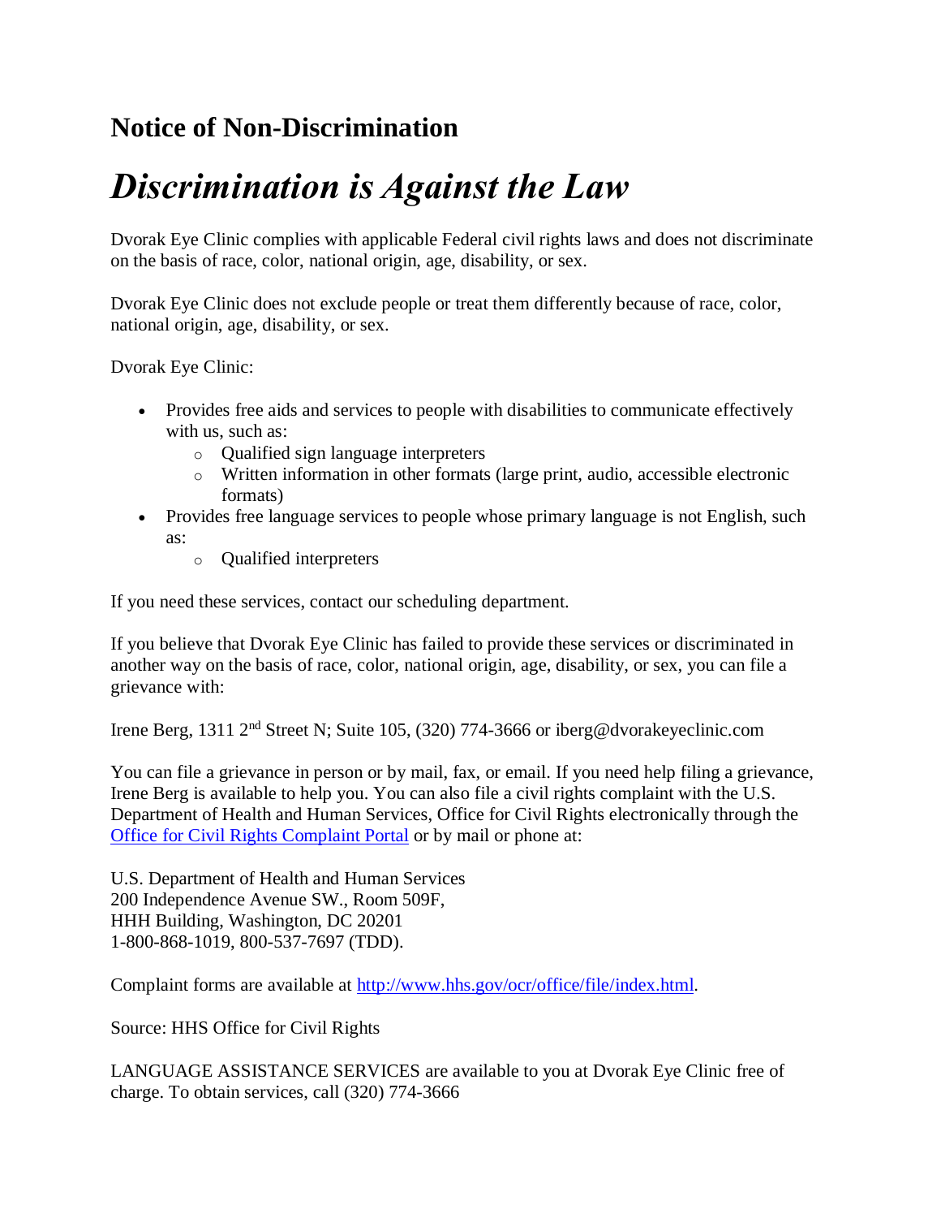## Notice of Non-Discrimination

# *Discrimination is Against the Law*

Dvorak Eye Clinic complies with applicable Federal civil rights laws and does not discriminate on the basis of race, color, national origin, age, disability, or sex.

Dvorak Eye Clinic does not exclude people or treat them differently because of race, color, national origin, age, disability, or sex.

Dvorak Eye Clinic:

- Provides free aids and services to people with disabilities to communicate effectively with us, such as:
  - Qualified sign language interpreters
  - Written information in other formats (large print, audio, accessible electronic formats)
- Provides free language services to people whose primary language is not English, such as:
  - Qualified interpreters

If you need these services, contact our scheduling department.

If you believe that Dvorak Eye Clinic has failed to provide these services or discriminated in another way on the basis of race, color, national origin, age, disability, or sex, you can file a grievance with:

Irene Berg, 1311 2nd Street N; Suite 105, (320) 774-3666 or iberg@dvorakeyeclinic.com

You can file a grievance in person or by mail, fax, or email. If you need help filing a grievance, Irene Berg is available to help you. You can also file a civil rights complaint with the U.S. Department of Health and Human Services, Office for Civil Rights electronically through the Office for Civil Rights Complaint Portal or by mail or phone at:

U.S. Department of Health and Human Services
200 Independence Avenue SW., Room 509F,
HHH Building, Washington, DC 20201
1-800-868-1019, 800-537-7697 (TDD).

Complaint forms are available at http://www.hhs.gov/ocr/office/file/index.html.

Source: HHS Office for Civil Rights

LANGUAGE ASSISTANCE SERVICES are available to you at Dvorak Eye Clinic free of charge. To obtain services, call (320) 774-3666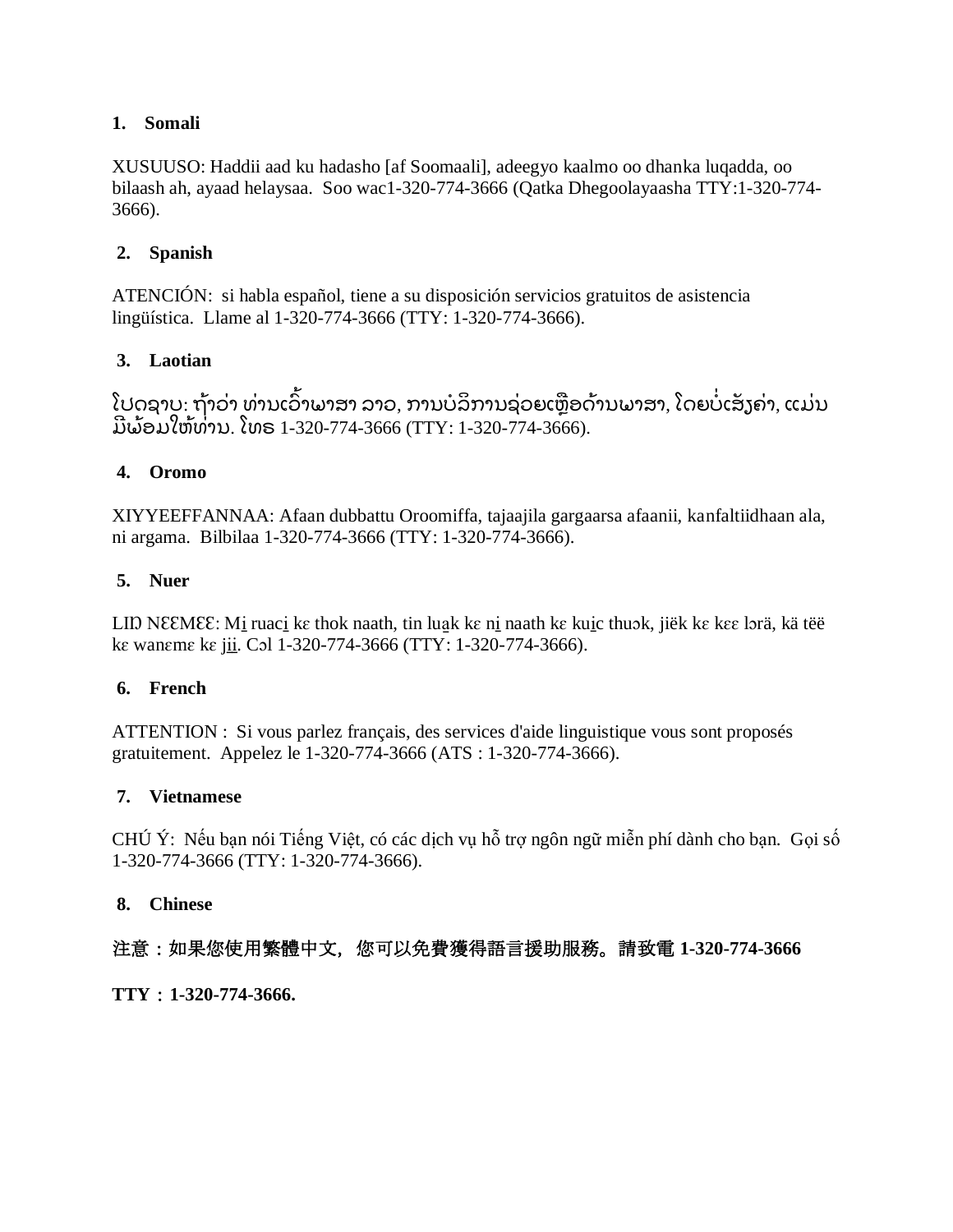**1. Somali**

XUSUUSO: Haddii aad ku hadasho [af Soomaali], adeegyo kaalmo oo dhanka luqadda, oo bilaash ah, ayaad helaysaa. Soo wac1-320-774-3666 (Qatka Dhegoolayaasha TTY:1-320-774-3666).

**2. Spanish**

ATENCIÓN: si habla español, tiene a su disposición servicios gratuitos de asistencia lingüística. Llame al 1-320-774-3666 (TTY: 1-320-774-3666).

**3. Laotian**

ໂປດຊາບ: ຖ້າວ່າ ທ່ານເວົ້າພາສາ ລາວ, ການບໍລິການຊ່ວຍເຫຼືອດ້ານພາສາ, ໂດຍບໍ່ເສັຽຄ່າ, ແມ່ນມີພ້ອມໃຫ້ທ່ານ. ໂທຣ 1-320-774-3666 (TTY: 1-320-774-3666).

**4. Oromo**

XIYYEEFFANNAA: Afaan dubbattu Oroomiffa, tajaajila gargaarsa afaanii, kanfaltiidhaan ala, ni argama. Bilbilaa 1-320-774-3666 (TTY: 1-320-774-3666).

**5. Nuer**

LIŊ NƐƐMƐƐ: Mi̲ ruaci̲ kɛ thok naath, tin lua̲k kɛ ni̲ naath kɛ kui̲c thuɔk, jiëk kɛ kɛɛ lɔrä, kä tëë kɛ wanɛmɛ kɛ ji̲i̲. Cɔl 1-320-774-3666 (TTY: 1-320-774-3666).

**6. French**

ATTENTION : Si vous parlez français, des services d'aide linguistique vous sont proposés gratuitement. Appelez le 1-320-774-3666 (ATS : 1-320-774-3666).

**7. Vietnamese**

CHÚ Ý: Nếu bạn nói Tiếng Việt, có các dịch vụ hỗ trợ ngôn ngữ miễn phí dành cho bạn. Gọi số 1-320-774-3666 (TTY: 1-320-774-3666).

**8. Chinese**

**注意：如果您使用繁體中文，您可以免費獲得語言援助服務。請致電 1-320-774-3666**

**TTY：1-320-774-3666.**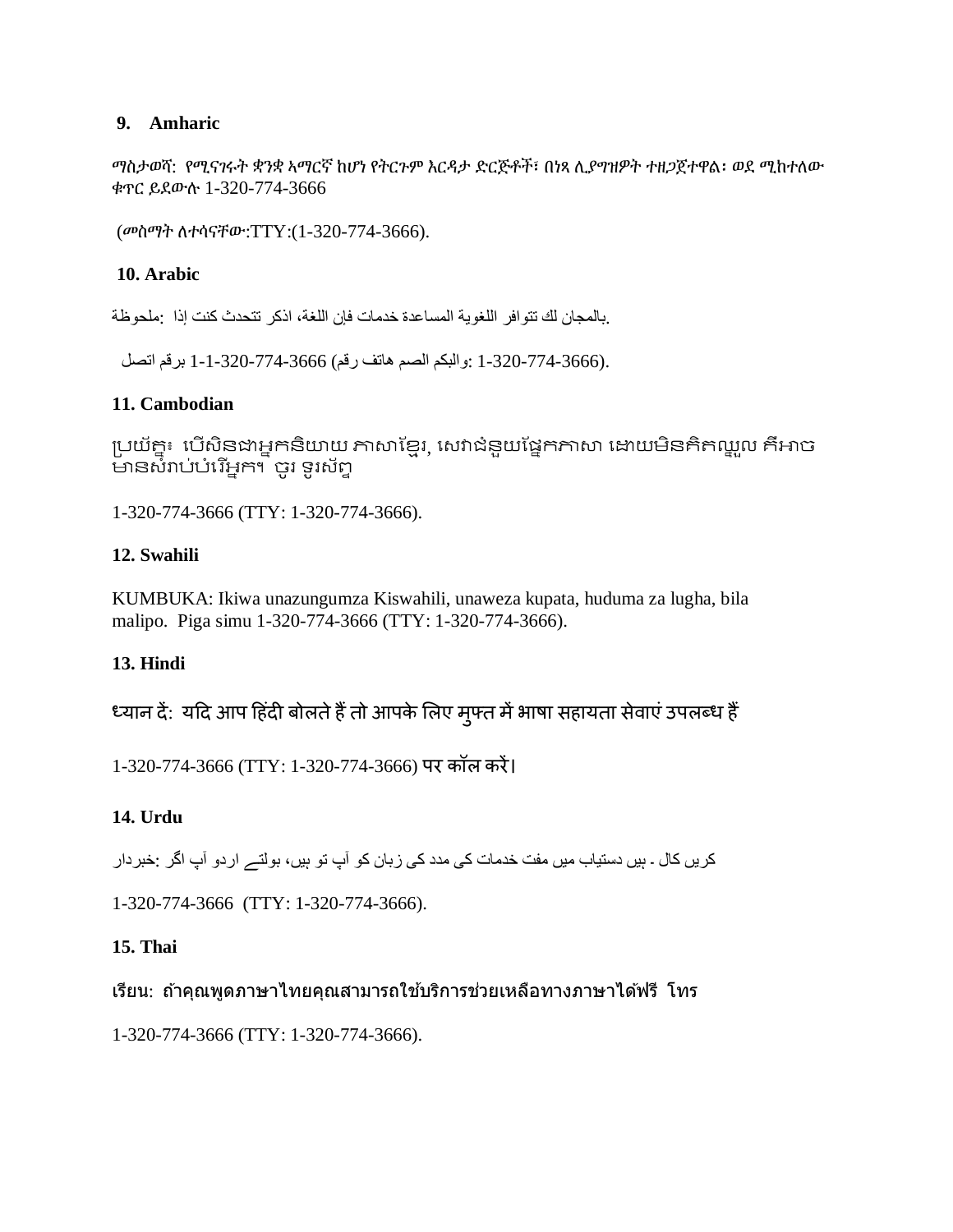**9. Amharic**

ማስታወሻ: የሚናገሩት ቋንቋ ኣማርኛ ከሆነ የትርጉም እርዳታ ድርጅቶች፣ በነጻ ሊያግዝዎት ተዘጋጀተዋል፡ ወደ ሚከተለው ቁጥር ይደውሉ 1-320-774-3666

(መስማት ለተሳናቸው:TTY:(1-320-774-3666).

**10. Arabic**

ملحوظة: إذا كنت تتحدث اذكر اللغة، فإن خدمات المساعدة اللغوية تتوافر لك بالمجان.

اتصل برقم 1-1-320-774-3666 (رقم هاتف الصم والبكم: 1-320-774-3666).

**11. Cambodian**

ប្រយ័ត្ន៖ បើសិនជាអ្នកនិយាយ ភាសាខ្មែរ, សេវាជំនួយផ្នែកភាសា ដោយមិនគិតឈ្នួល គឺអាចមានសំរាប់បំរើអ្នក។ ចូរ ទូរស័ព្ទ

1-320-774-3666 (TTY: 1-320-774-3666).

**12. Swahili**

KUMBUKA: Ikiwa unazungumza Kiswahili, unaweza kupata, huduma za lugha, bila malipo. Piga simu 1-320-774-3666 (TTY: 1-320-774-3666).

**13. Hindi**

ध्यान दें: यदि आप हिंदी बोलते हैं तो आपके लिए मुफ्त में भाषा सहायता सेवाएं उपलब्ध हैं

1-320-774-3666 (TTY: 1-320-774-3666) पर कॉल करें।

**14. Urdu**

خبردار: اگر آپ اردو بولتے ہیں، تو آپ کو زبان کی مدد کی خدمات مفت میں دستیاب ہیں ۔ کال کریں

1-320-774-3666 (TTY: 1-320-774-3666).

**15. Thai**

เรียน: ถ้าคุณพูดภาษาไทยคุณสามารถใช้บริการช่วยเหลือทางภาษาได้ฟรี โทร

1-320-774-3666 (TTY: 1-320-774-3666).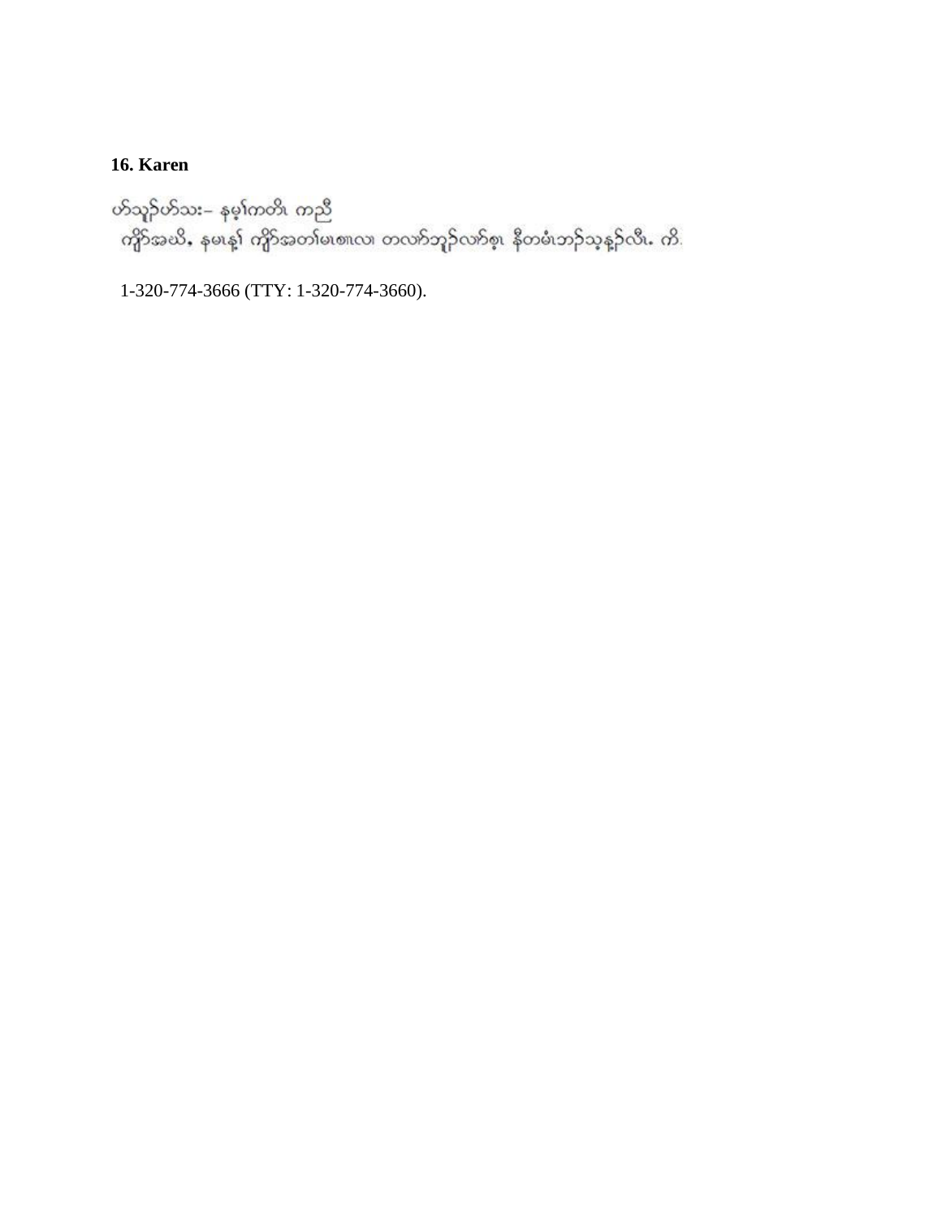**16. Karen**

ဟ်သူဉ်ဟ်သး- နမ့ၢ်ကတိၤ ကညီ
ကျိာ်အယိ, နမၤန့ၢ် ကျိာ်အတၢ်မၤစၢၤလၢ တလၢာ်ဘူဉ်လၢာ်စ့ၢ် နီတမံၤဘၣ်သ့န့ၣ်လီၤ. ကိး

1-320-774-3666 (TTY: 1-320-774-3660).